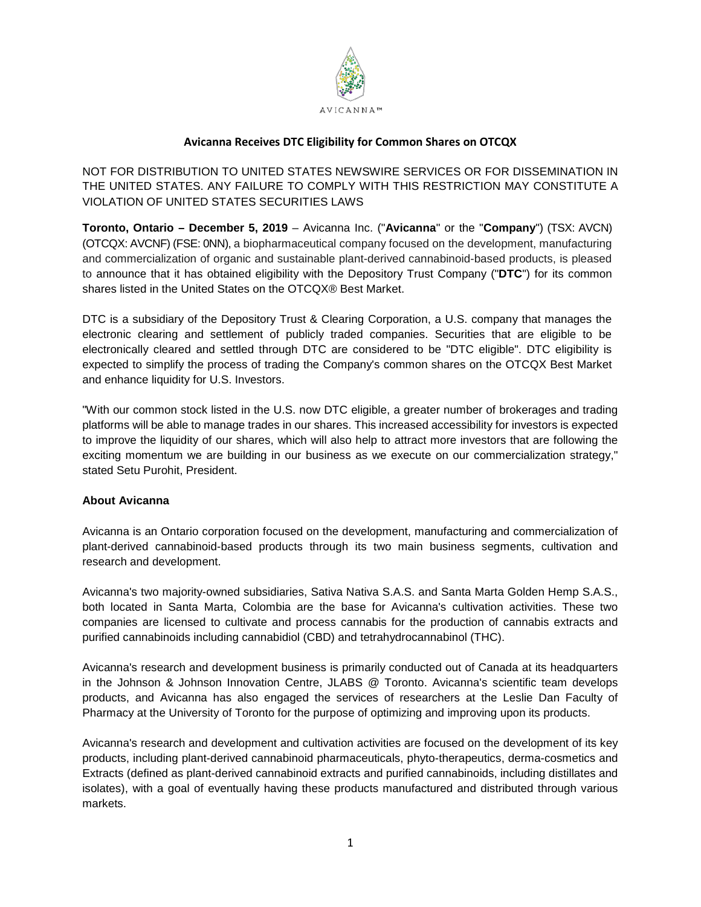AVICANNA™

# Avicanna Receives DTC Eligibility for Common Shares on OTCQX

NOT FOR DISTRIBUTION TO UNITED STATES NEWSWIRE SERVICES OR FOR DISSEMINATION IN THE UNITED STATES. ANY FAILURE TO COMPLY WITH THIS RESTRICTION MAY CONSTITUTE A VIOLATION OF UNITED STATES SECURITIES LAWS

**Toronto, Ontario – December 5, 2019** – Avicanna Inc. ("**Avicanna**" or the "**Company**") (TSX: AVCN) (OTCQX: AVCNF) (FSE: 0NN), a biopharmaceutical company focused on the development, manufacturing and commercialization of organic and sustainable plant-derived cannabinoid-based products, is pleased to announce that it has obtained eligibility with the Depository Trust Company ("**DTC**") for its common shares listed in the United States on the OTCQX® Best Market.

DTC is a subsidiary of the Depository Trust & Clearing Corporation, a U.S. company that manages the electronic clearing and settlement of publicly traded companies. Securities that are eligible to be electronically cleared and settled through DTC are considered to be "DTC eligible". DTC eligibility is expected to simplify the process of trading the Company's common shares on the OTCQX Best Market and enhance liquidity for U.S. Investors.

"With our common stock listed in the U.S. now DTC eligible, a greater number of brokerages and trading platforms will be able to manage trades in our shares. This increased accessibility for investors is expected to improve the liquidity of our shares, which will also help to attract more investors that are following the exciting momentum we are building in our business as we execute on our commercialization strategy," stated Setu Purohit, President.

**About Avicanna**

Avicanna is an Ontario corporation focused on the development, manufacturing and commercialization of plant-derived cannabinoid-based products through its two main business segments, cultivation and research and development.

Avicanna's two majority-owned subsidiaries, Sativa Nativa S.A.S. and Santa Marta Golden Hemp S.A.S., both located in Santa Marta, Colombia are the base for Avicanna's cultivation activities. These two companies are licensed to cultivate and process cannabis for the production of cannabis extracts and purified cannabinoids including cannabidiol (CBD) and tetrahydrocannabinol (THC).

Avicanna's research and development business is primarily conducted out of Canada at its headquarters in the Johnson & Johnson Innovation Centre, JLABS @ Toronto. Avicanna's scientific team develops products, and Avicanna has also engaged the services of researchers at the Leslie Dan Faculty of Pharmacy at the University of Toronto for the purpose of optimizing and improving upon its products.

Avicanna's research and development and cultivation activities are focused on the development of its key products, including plant-derived cannabinoid pharmaceuticals, phyto-therapeutics, derma-cosmetics and Extracts (defined as plant-derived cannabinoid extracts and purified cannabinoids, including distillates and isolates), with a goal of eventually having these products manufactured and distributed through various markets.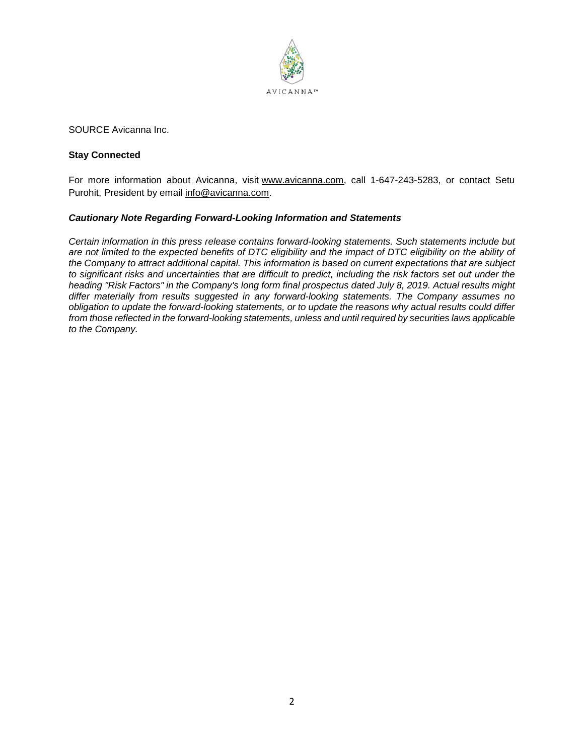AVICANNA™

SOURCE Avicanna Inc.

**Stay Connected**

For more information about Avicanna, visit www.avicanna.com, call 1-647-243-5283, or contact Setu Purohit, President by email info@avicanna.com.

***Cautionary Note Regarding Forward-Looking Information and Statements***

*Certain information in this press release contains forward-looking statements. Such statements include but are not limited to the expected benefits of DTC eligibility and the impact of DTC eligibility on the ability of the Company to attract additional capital. This information is based on current expectations that are subject to significant risks and uncertainties that are difficult to predict, including the risk factors set out under the heading "Risk Factors" in the Company's long form final prospectus dated July 8, 2019. Actual results might differ materially from results suggested in any forward-looking statements. The Company assumes no obligation to update the forward-looking statements, or to update the reasons why actual results could differ from those reflected in the forward-looking statements, unless and until required by securities laws applicable to the Company.*